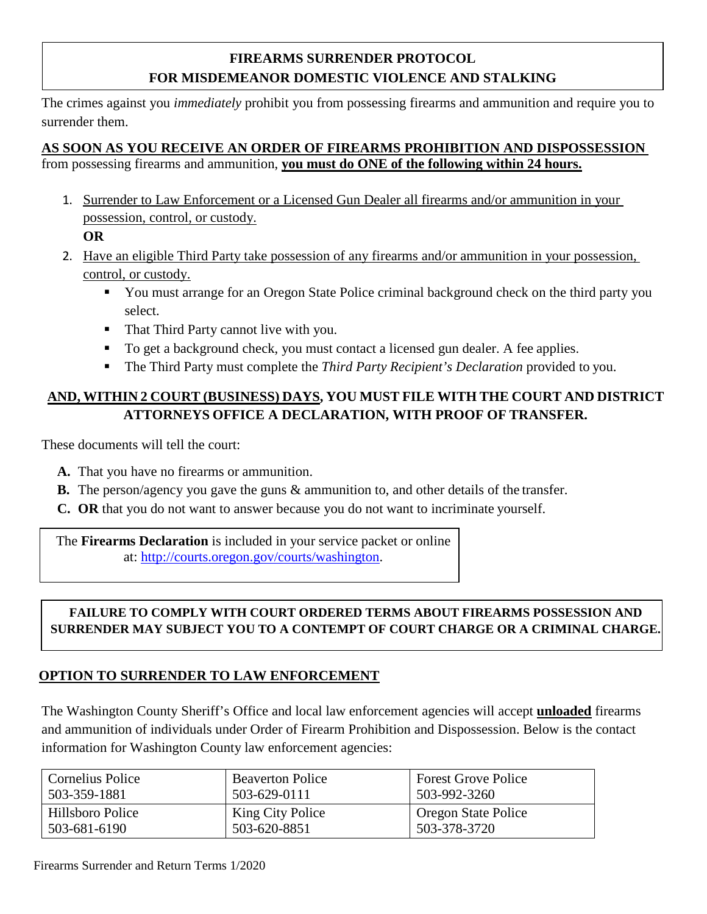# FIREARMS SURRENDER PROTOCOL
# FOR MISDEMEANOR DOMESTIC VIOLENCE AND STALKING

The crimes against you *immediately* prohibit you from possessing firearms and ammunition and require you to surrender them.

**AS SOON AS YOU RECEIVE AN ORDER OF FIREARMS PROHIBITION AND DISPOSSESSION** from possessing firearms and ammunition, **you must do ONE of the following within 24 hours.**

1. Surrender to Law Enforcement or a Licensed Gun Dealer all firearms and/or ammunition in your possession, control, or custody.

   **OR**

2. Have an eligible Third Party take possession of any firearms and/or ammunition in your possession, control, or custody.
   - You must arrange for an Oregon State Police criminal background check on the third party you select.
   - That Third Party cannot live with you.
   - To get a background check, you must contact a licensed gun dealer. A fee applies.
   - The Third Party must complete the *Third Party Recipient's Declaration* provided to you.

**AND, WITHIN 2 COURT (BUSINESS) DAYS, YOU MUST FILE WITH THE COURT AND DISTRICT ATTORNEYS OFFICE A DECLARATION, WITH PROOF OF TRANSFER.**

These documents will tell the court:

**A.** That you have no firearms or ammunition.
**B.** The person/agency you gave the guns & ammunition to, and other details of the transfer.
**C. OR** that you do not want to answer because you do not want to incriminate yourself.

The **Firearms Declaration** is included in your service packet or online at: http://courts.oregon.gov/courts/washington.

**FAILURE TO COMPLY WITH COURT ORDERED TERMS ABOUT FIREARMS POSSESSION AND SURRENDER MAY SUBJECT YOU TO A CONTEMPT OF COURT CHARGE OR A CRIMINAL CHARGE.**

## OPTION TO SURRENDER TO LAW ENFORCEMENT

The Washington County Sheriff's Office and local law enforcement agencies will accept **unloaded** firearms and ammunition of individuals under Order of Firearm Prohibition and Dispossession. Below is the contact information for Washington County law enforcement agencies:

| | | |
|---|---|---|
| Cornelius Police<br>503-359-1881 | Beaverton Police<br>503-629-0111 | Forest Grove Police<br>503-992-3260 |
| Hillsboro Police<br>503-681-6190 | King City Police<br>503-620-8851 | Oregon State Police<br>503-378-3720 |

Firearms Surrender and Return Terms 1/2020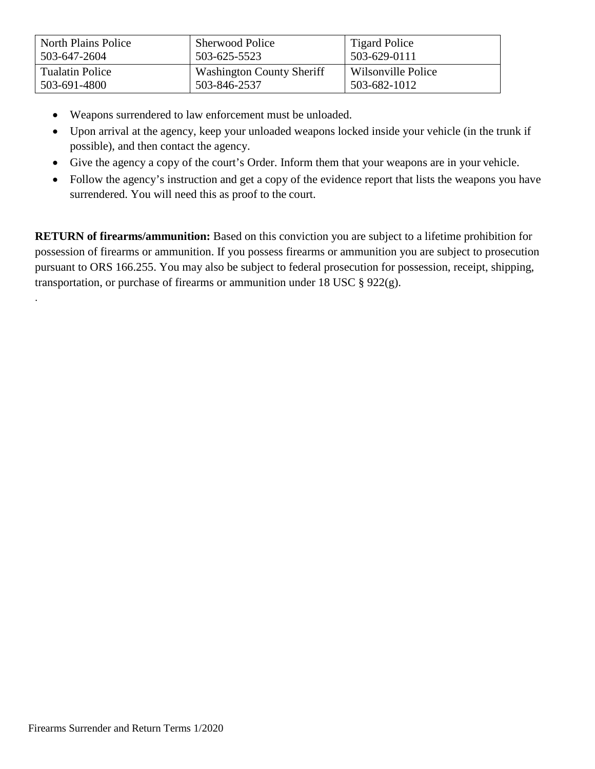| | | |
|---|---|---|
| North Plains Police<br>503-647-2604 | Sherwood Police<br>503-625-5523 | Tigard Police<br>503-629-0111 |
| Tualatin Police<br>503-691-4800 | Washington County Sheriff<br>503-846-2537 | Wilsonville Police<br>503-682-1012 |

- Weapons surrendered to law enforcement must be unloaded.
- Upon arrival at the agency, keep your unloaded weapons locked inside your vehicle (in the trunk if possible), and then contact the agency.
- Give the agency a copy of the court's Order. Inform them that your weapons are in your vehicle.
- Follow the agency's instruction and get a copy of the evidence report that lists the weapons you have surrendered. You will need this as proof to the court.

**RETURN of firearms/ammunition:** Based on this conviction you are subject to a lifetime prohibition for possession of firearms or ammunition. If you possess firearms or ammunition you are subject to prosecution pursuant to ORS 166.255. You may also be subject to federal prosecution for possession, receipt, shipping, transportation, or purchase of firearms or ammunition under 18 USC § 922(g).

.

Firearms Surrender and Return Terms 1/2020